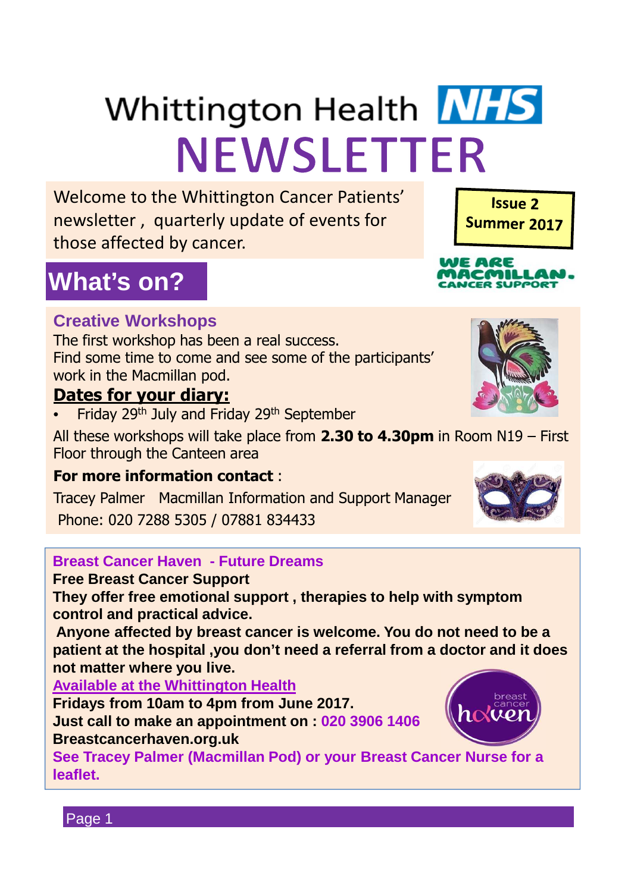# Whittington Health NHS NEWSLETTER

Welcome to the Whittington Cancer Patients' newsletter , quarterly update of events for those affected by cancer.

**Issue 2**
**Summer 2017**

WE ARE MACMILLAN. CANCER SUPPORT

## What's on?

### Creative Workshops

The first workshop has been a real success.
Find some time to come and see some of the participants' work in the Macmillan pod.

**Dates for your diary:**

- Friday 29th July and Friday 29th September

All these workshops will take place from **2.30 to 4.30pm** in Room N19 – First Floor through the Canteen area

**For more information contact** :

Tracey Palmer Macmillan Information and Support Manager
Phone: 020 7288 5305 / 07881 834433

### Breast Cancer Haven - Future Dreams

**Free Breast Cancer Support**

**They offer free emotional support , therapies to help with symptom control and practical advice.**

**Anyone affected by breast cancer is welcome. You do not need to be a patient at the hospital ,you don't need a referral from a doctor and it does not matter where you live.**

**Available at the Whittington Health**

**Fridays from 10am to 4pm from June 2017.**

**Just call to make an appointment on : 020 3906 1406**

**Breastcancerhaven.org.uk**

**See Tracey Palmer (Macmillan Pod) or your Breast Cancer Nurse for a leaflet.**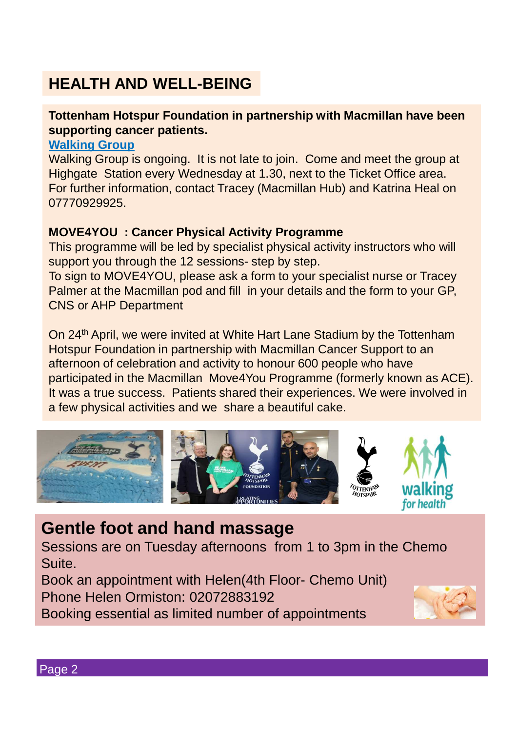# HEALTH AND WELL-BEING

**Tottenham Hotspur Foundation in partnership with Macmillan have been supporting cancer patients.**

**Walking Group**

Walking Group is ongoing. It is not late to join. Come and meet the group at Highgate Station every Wednesday at 1.30, next to the Ticket Office area. For further information, contact Tracey (Macmillan Hub) and Katrina Heal on 07770929925.

**MOVE4YOU : Cancer Physical Activity Programme**

This programme will be led by specialist physical activity instructors who will support you through the 12 sessions- step by step.

To sign to MOVE4YOU, please ask a form to your specialist nurse or Tracey Palmer at the Macmillan pod and fill in your details and the form to your GP, CNS or AHP Department

On 24th April, we were invited at White Hart Lane Stadium by the Tottenham Hotspur Foundation in partnership with Macmillan Cancer Support to an afternoon of celebration and activity to honour 600 people who have participated in the Macmillan Move4You Programme (formerly known as ACE). It was a true success. Patients shared their experiences. We were involved in a few physical activities and we share a beautiful cake.

## Gentle foot and hand massage

Sessions are on Tuesday afternoons from 1 to 3pm in the Chemo Suite.

Book an appointment with Helen(4th Floor- Chemo Unit)

Phone Helen Ormiston: 02072883192

Booking essential as limited number of appointments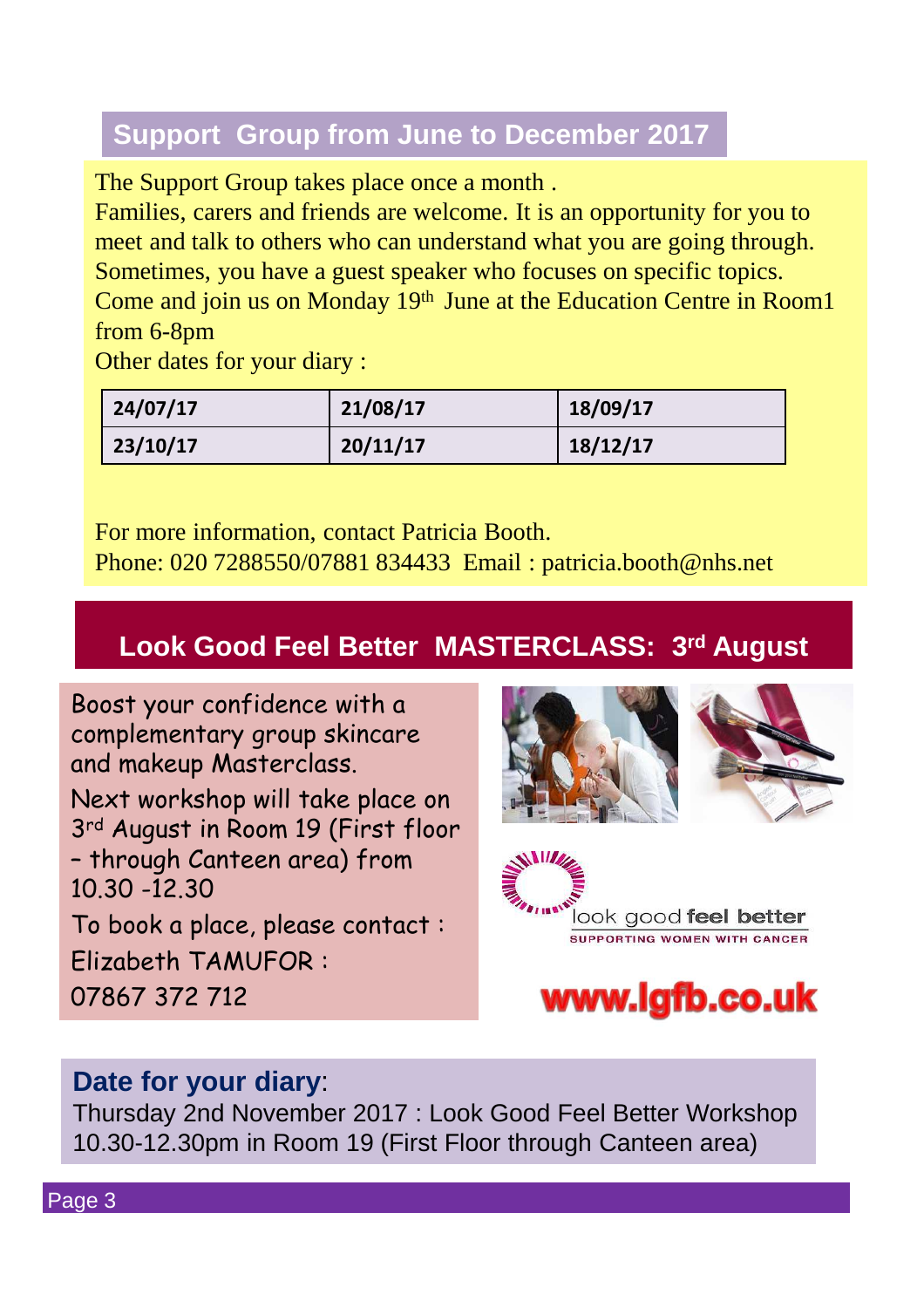## Support Group from June to December 2017

The Support Group takes place once a month .
Families, carers and friends are welcome. It is an opportunity for you to meet and talk to others who can understand what you are going through. Sometimes, you have a guest speaker who focuses on specific topics.
Come and join us on Monday 19th June at the Education Centre in Room1 from 6-8pm
Other dates for your diary :

| | | |
|---|---|---|
| 24/07/17 | 21/08/17 | 18/09/17 |
| 23/10/17 | 20/11/17 | 18/12/17 |

For more information, contact Patricia Booth.
Phone: 020 7288550/07881 834433 Email : patricia.booth@nhs.net

## Look Good Feel Better MASTERCLASS: 3rd August

Boost your confidence with a complementary group skincare and makeup Masterclass.

Next workshop will take place on 3rd August in Room 19 (First floor – through Canteen area) from 10.30 -12.30

To book a place, please contact :
Elizabeth TAMUFOR :
07867 372 712

look good feel better
SUPPORTING WOMEN WITH CANCER

www.lgfb.co.uk

**Date for your diary**:
Thursday 2nd November 2017 : Look Good Feel Better Workshop 10.30-12.30pm in Room 19 (First Floor through Canteen area)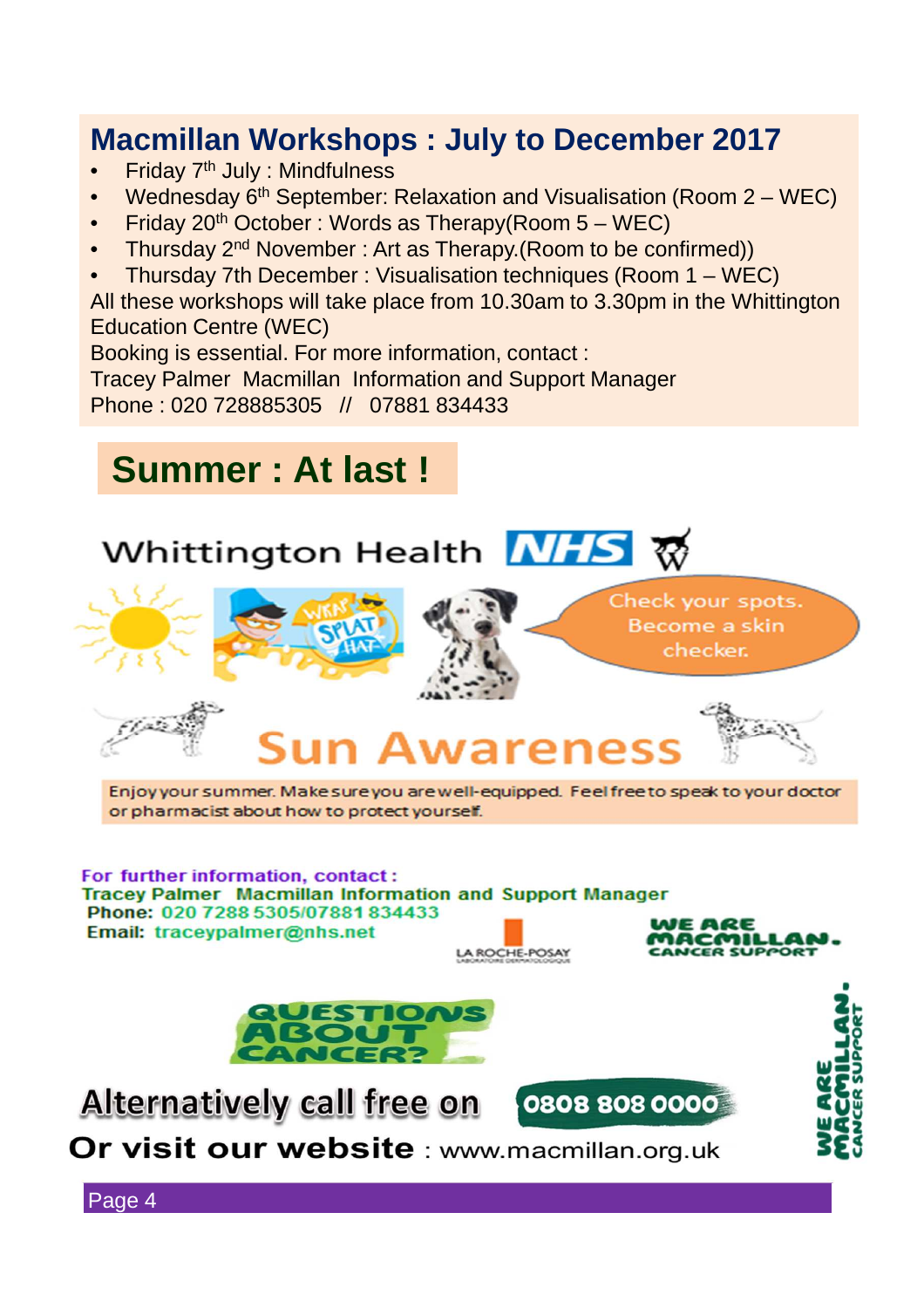## Macmillan Workshops : July to December 2017

- Friday 7th July : Mindfulness
- Wednesday 6th September: Relaxation and Visualisation (Room 2 – WEC)
- Friday 20th October : Words as Therapy(Room 5 – WEC)
- Thursday 2nd November : Art as Therapy.(Room to be confirmed))
- Thursday 7th December : Visualisation techniques (Room 1 – WEC)

All these workshops will take place from 10.30am to 3.30pm in the Whittington Education Centre (WEC)

Booking is essential. For more information, contact :

Tracey Palmer Macmillan Information and Support Manager

Phone : 020 728885305 // 07881 834433

## Summer : At last !

Whittington Health NHS

Check your spots. Become a skin checker.

## Sun Awareness

Enjoy your summer. Make sure you are well-equipped. Feel free to speak to your doctor or pharmacist about how to protect yourself.

**For further information, contact :**

**Tracey Palmer Macmillan Information and Support Manager**

**Phone:** 020 7288 5305/07881 834433

**Email:** traceypalmer@nhs.net

LA ROCHE-POSAY

WE ARE MACMILLAN. CANCER SUPPORT

QUESTIONS ABOUT CANCER?

**Alternatively call free on** 0808 808 0000

**Or visit our website** : www.macmillan.org.uk